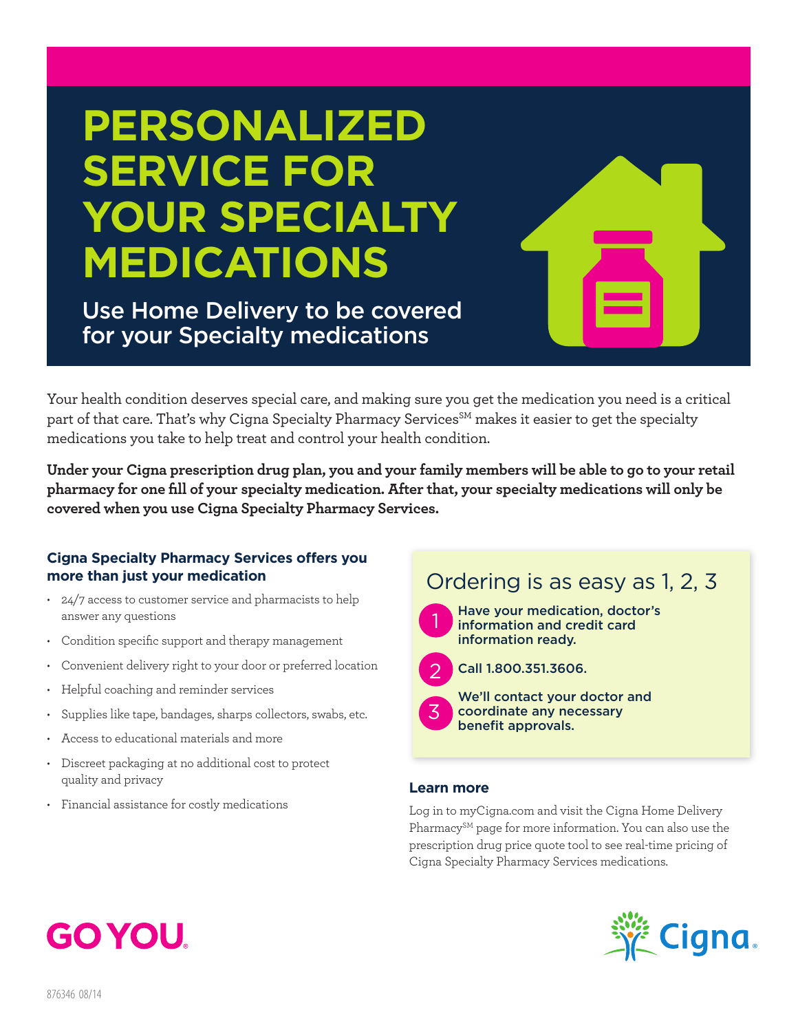# PERSONALIZED SERVICE FOR YOUR SPECIALTY MEDICATIONS

## Use Home Delivery to be covered for your Specialty medications

Your health condition deserves special care, and making sure you get the medication you need is a critical part of that care. That's why Cigna Specialty Pharmacy Services[SM] makes it easier to get the specialty medications you take to help treat and control your health condition.

**Under your Cigna prescription drug plan, you and your family members will be able to go to your retail pharmacy for one fill of your specialty medication. After that, your specialty medications will only be covered when you use Cigna Specialty Pharmacy Services.**

### Cigna Specialty Pharmacy Services offers you more than just your medication

- 24/7 access to customer service and pharmacists to help answer any questions
- Condition specific support and therapy management
- Convenient delivery right to your door or preferred location
- Helpful coaching and reminder services
- Supplies like tape, bandages, sharps collectors, swabs, etc.
- Access to educational materials and more
- Discreet packaging at no additional cost to protect quality and privacy
- Financial assistance for costly medications

### Ordering is as easy as 1, 2, 3

1. Have your medication, doctor's information and credit card information ready.
2. Call 1.800.351.3606.
3. We'll contact your doctor and coordinate any necessary benefit approvals.

### Learn more

Log in to myCigna.com and visit the Cigna Home Delivery Pharmacy[SM] page for more information. You can also use the prescription drug price quote tool to see real-time pricing of Cigna Specialty Pharmacy Services medications.

GO YOU.

Cigna.

876346 08/14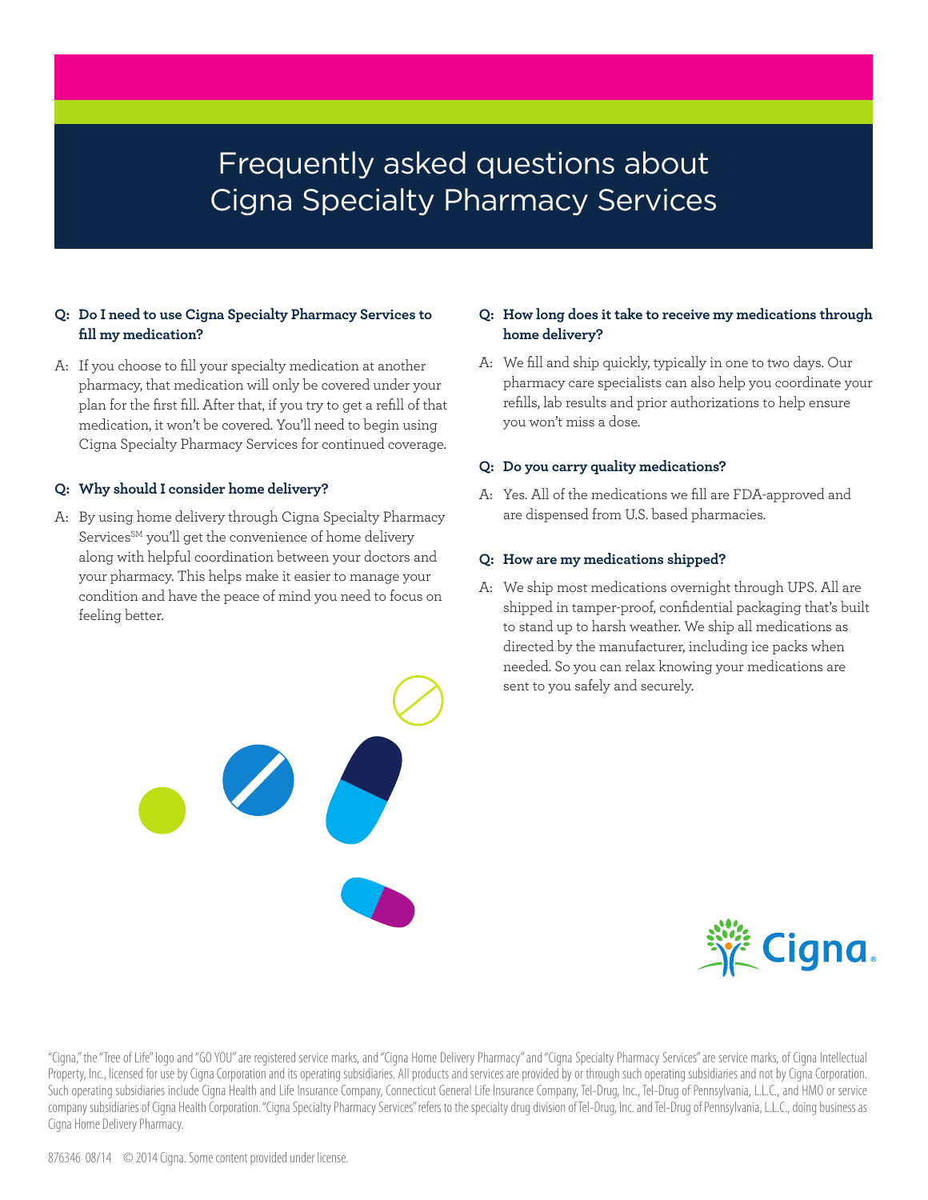# Frequently asked questions about Cigna Specialty Pharmacy Services

**Q: Do I need to use Cigna Specialty Pharmacy Services to fill my medication?**

A: If you choose to fill your specialty medication at another pharmacy, that medication will only be covered under your plan for the first fill. After that, if you try to get a refill of that medication, it won't be covered. You'll need to begin using Cigna Specialty Pharmacy Services for continued coverage.

**Q: Why should I consider home delivery?**

A: By using home delivery through Cigna Specialty Pharmacy Services[SM] you'll get the convenience of home delivery along with helpful coordination between your doctors and your pharmacy. This helps make it easier to manage your condition and have the peace of mind you need to focus on feeling better.

**Q: How long does it take to receive my medications through home delivery?**

A: We fill and ship quickly, typically in one to two days. Our pharmacy care specialists can also help you coordinate your refills, lab results and prior authorizations to help ensure you won't miss a dose.

**Q: Do you carry quality medications?**

A: Yes. All of the medications we fill are FDA-approved and are dispensed from U.S. based pharmacies.

**Q: How are my medications shipped?**

A: We ship most medications overnight through UPS. All are shipped in tamper-proof, confidential packaging that's built to stand up to harsh weather. We ship all medications as directed by the manufacturer, including ice packs when needed. So you can relax knowing your medications are sent to you safely and securely.

Cigna

"Cigna," the "Tree of Life" logo and "GO YOU" are registered service marks, and "Cigna Home Delivery Pharmacy" and "Cigna Specialty Pharmacy Services" are service marks, of Cigna Intellectual Property, Inc., licensed for use by Cigna Corporation and its operating subsidiaries. All products and services are provided by or through such operating subsidiaries and not by Cigna Corporation. Such operating subsidiaries include Cigna Health and Life Insurance Company, Connecticut General Life Insurance Company, Tel-Drug, Inc., Tel-Drug of Pennsylvania, L.L.C., and HMO or service company subsidiaries of Cigna Health Corporation. "Cigna Specialty Pharmacy Services" refers to the specialty drug division of Tel-Drug, Inc. and Tel-Drug of Pennsylvania, L.L.C., doing business as Cigna Home Delivery Pharmacy.

876346 08/14 © 2014 Cigna. Some content provided under license.